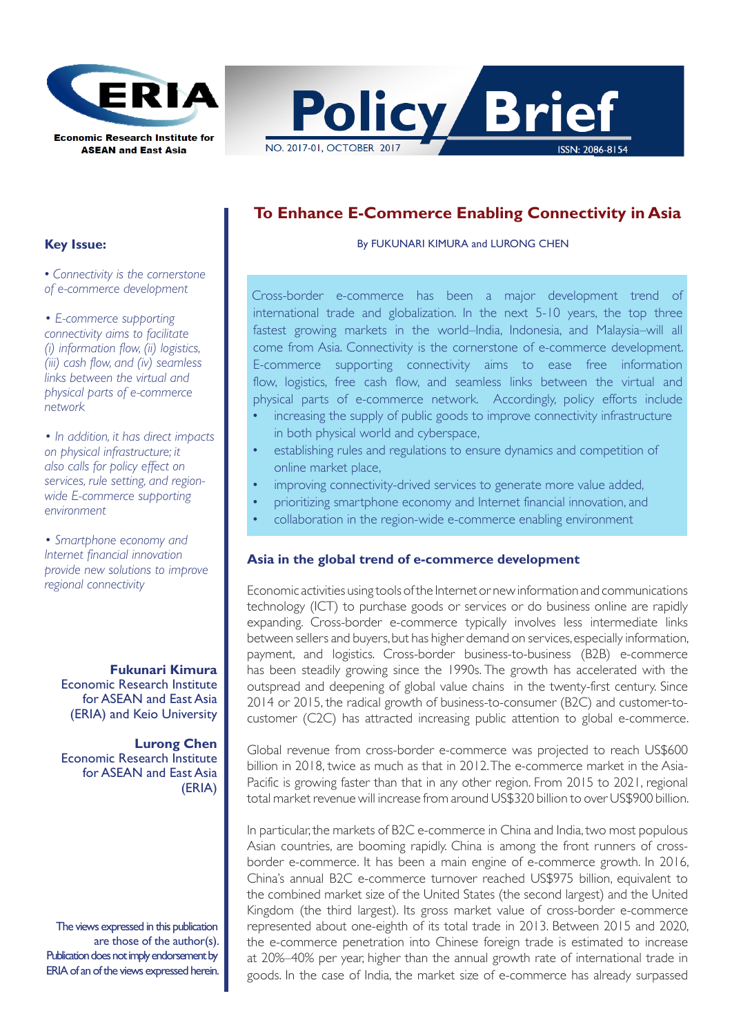ERIA

Economic Research Institute for ASEAN and East Asia

# Policy Brief

NO. 2017-01, OCTOBER 2017

ISSN: 2086-8154

# To Enhance E-Commerce Enabling Connectivity in Asia

By FUKUNARI KIMURA and LURONG CHEN

Cross-border e-commerce has been a major development trend of international trade and globalization. In the next 5-10 years, the top three fastest growing markets in the world–India, Indonesia, and Malaysia–will all come from Asia. Connectivity is the cornerstone of e-commerce development. E-commerce supporting connectivity aims to ease free information flow, logistics, free cash flow, and seamless links between the virtual and physical parts of e-commerce network. Accordingly, policy efforts include

- increasing the supply of public goods to improve connectivity infrastructure in both physical world and cyberspace,
- establishing rules and regulations to ensure dynamics and competition of online market place,
- improving connectivity-drived services to generate more value added,
- prioritizing smartphone economy and Internet financial innovation, and
- collaboration in the region-wide e-commerce enabling environment

## Key Issue:

- *Connectivity is the cornerstone of e-commerce development*
- *E-commerce supporting connectivity aims to facilitate (i) information flow, (ii) logistics, (iii) cash flow, and (iv) seamless links between the virtual and physical parts of e-commerce network*
- *In addition, it has direct impacts on physical infrastructure; it also calls for policy effect on services, rule setting, and region-wide E-commerce supporting environment*
- *Smartphone economy and Internet financial innovation provide new solutions to improve regional connectivity*

**Fukunari Kimura**
Economic Research Institute for ASEAN and East Asia (ERIA) and Keio University

**Lurong Chen**
Economic Research Institute for ASEAN and East Asia (ERIA)

The views expressed in this publication are those of the author(s). Publication does not imply endorsement by ERIA of an of the views expressed herein.

## Asia in the global trend of e-commerce development

Economic activities using tools of the Internet or new information and communications technology (ICT) to purchase goods or services or do business online are rapidly expanding. Cross-border e-commerce typically involves less intermediate links between sellers and buyers, but has higher demand on services, especially information, payment, and logistics. Cross-border business-to-business (B2B) e-commerce has been steadily growing since the 1990s. The growth has accelerated with the outspread and deepening of global value chains in the twenty-first century. Since 2014 or 2015, the radical growth of business-to-consumer (B2C) and customer-to-customer (C2C) has attracted increasing public attention to global e-commerce.

Global revenue from cross-border e-commerce was projected to reach US$600 billion in 2018, twice as much as that in 2012. The e-commerce market in the Asia-Pacific is growing faster than that in any other region. From 2015 to 2021, regional total market revenue will increase from around US$320 billion to over US$900 billion.

In particular, the markets of B2C e-commerce in China and India, two most populous Asian countries, are booming rapidly. China is among the front runners of cross-border e-commerce. It has been a main engine of e-commerce growth. In 2016, China's annual B2C e-commerce turnover reached US$975 billion, equivalent to the combined market size of the United States (the second largest) and the United Kingdom (the third largest). Its gross market value of cross-border e-commerce represented about one-eighth of its total trade in 2013. Between 2015 and 2020, the e-commerce penetration into Chinese foreign trade is estimated to increase at 20%–40% per year, higher than the annual growth rate of international trade in goods. In the case of India, the market size of e-commerce has already surpassed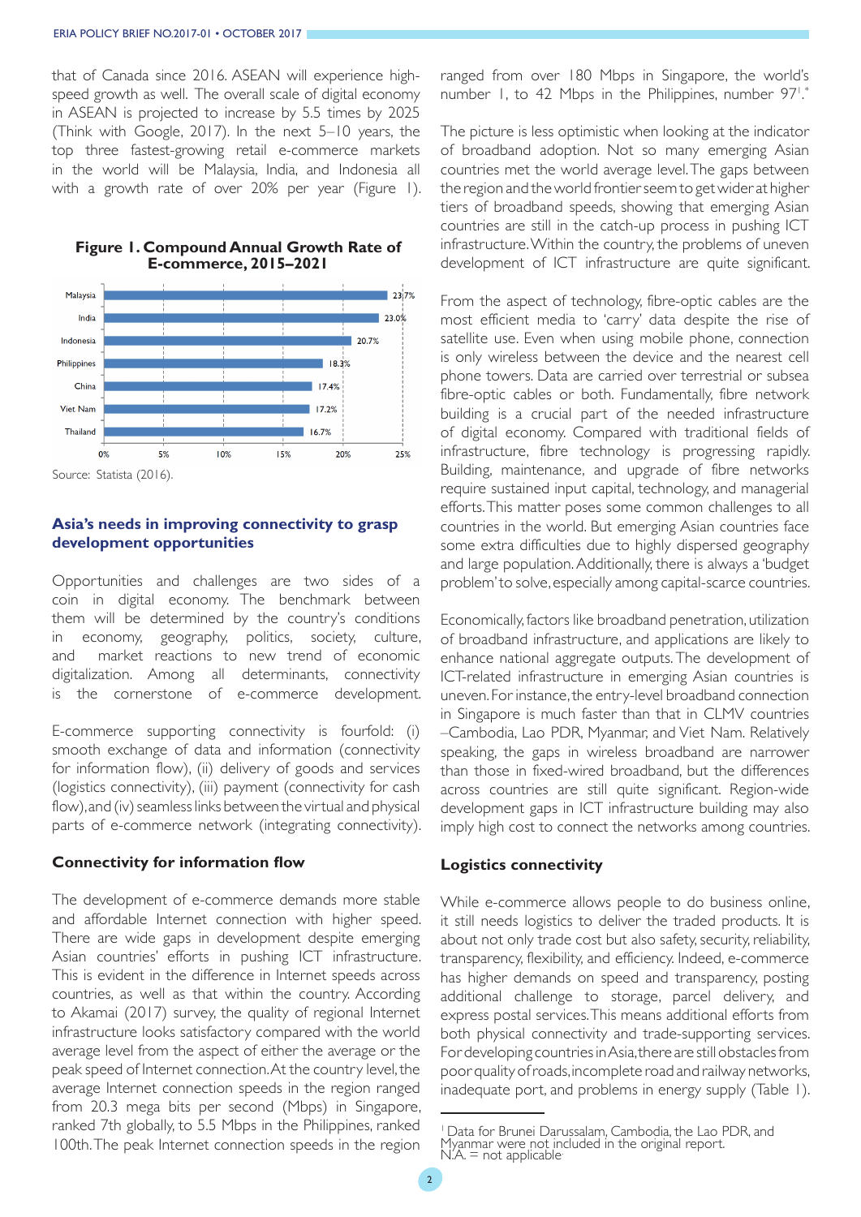that of Canada since 2016. ASEAN will experience high-speed growth as well. The overall scale of digital economy in ASEAN is projected to increase by 5.5 times by 2025 (Think with Google, 2017). In the next 5–10 years, the top three fastest-growing retail e-commerce markets in the world will be Malaysia, India, and Indonesia all with a growth rate of over 20% per year (Figure 1).

**Figure 1. Compound Annual Growth Rate of E-commerce, 2015–2021**

| Country | CAGR |
|---|---|
| Malaysia | 23.7% |
| India | 23.0% |
| Indonesia | 20.7% |
| Philippines | 18.3% |
| China | 17.4% |
| Viet Nam | 17.2% |
| Thailand | 16.7% |

Source: Statista (2016).

## Asia's needs in improving connectivity to grasp development opportunities

Opportunities and challenges are two sides of a coin in digital economy. The benchmark between them will be determined by the country's conditions in economy, geography, politics, society, culture, and market reactions to new trend of economic digitalization. Among all determinants, connectivity is the cornerstone of e-commerce development.

E-commerce supporting connectivity is fourfold: (i) smooth exchange of data and information (connectivity for information flow), (ii) delivery of goods and services (logistics connectivity), (iii) payment (connectivity for cash flow), and (iv) seamless links between the virtual and physical parts of e-commerce network (integrating connectivity).

### Connectivity for information flow

The development of e-commerce demands more stable and affordable Internet connection with higher speed. There are wide gaps in development despite emerging Asian countries' efforts in pushing ICT infrastructure. This is evident in the difference in Internet speeds across countries, as well as that within the country. According to Akamai (2017) survey, the quality of regional Internet infrastructure looks satisfactory compared with the world average level from the aspect of either the average or the peak speed of Internet connection. At the country level, the average Internet connection speeds in the region ranged from 20.3 mega bits per second (Mbps) in Singapore, ranked 7th globally, to 5.5 Mbps in the Philippines, ranked 100th. The peak Internet connection speeds in the region ranged from over 180 Mbps in Singapore, the world's number 1, to 42 Mbps in the Philippines, number 97[1].*

The picture is less optimistic when looking at the indicator of broadband adoption. Not so many emerging Asian countries met the world average level. The gaps between the region and the world frontier seem to get wider at higher tiers of broadband speeds, showing that emerging Asian countries are still in the catch-up process in pushing ICT infrastructure. Within the country, the problems of uneven development of ICT infrastructure are quite significant.

From the aspect of technology, fibre-optic cables are the most efficient media to 'carry' data despite the rise of satellite use. Even when using mobile phone, connection is only wireless between the device and the nearest cell phone towers. Data are carried over terrestrial or subsea fibre-optic cables or both. Fundamentally, fibre network building is a crucial part of the needed infrastructure of digital economy. Compared with traditional fields of infrastructure, fibre technology is progressing rapidly. Building, maintenance, and upgrade of fibre networks require sustained input capital, technology, and managerial efforts. This matter poses some common challenges to all countries in the world. But emerging Asian countries face some extra difficulties due to highly dispersed geography and large population. Additionally, there is always a 'budget problem' to solve, especially among capital-scarce countries.

Economically, factors like broadband penetration, utilization of broadband infrastructure, and applications are likely to enhance national aggregate outputs. The development of ICT-related infrastructure in emerging Asian countries is uneven. For instance, the entry-level broadband connection in Singapore is much faster than that in CLMV countries –Cambodia, Lao PDR, Myanmar, and Viet Nam. Relatively speaking, the gaps in wireless broadband are narrower than those in fixed-wired broadband, but the differences across countries are still quite significant. Region-wide development gaps in ICT infrastructure building may also imply high cost to connect the networks among countries.

### Logistics connectivity

While e-commerce allows people to do business online, it still needs logistics to deliver the traded products. It is about not only trade cost but also safety, security, reliability, transparency, flexibility, and efficiency. Indeed, e-commerce has higher demands on speed and transparency, posting additional challenge to storage, parcel delivery, and express postal services. This means additional efforts from both physical connectivity and trade-supporting services. For developing countries in Asia, there are still obstacles from poor quality of roads, incomplete road and railway networks, inadequate port, and problems in energy supply (Table 1).

---

[1] Data for Brunei Darussalam, Cambodia, the Lao PDR, and Myanmar were not included in the original report.
N.A. = not applicable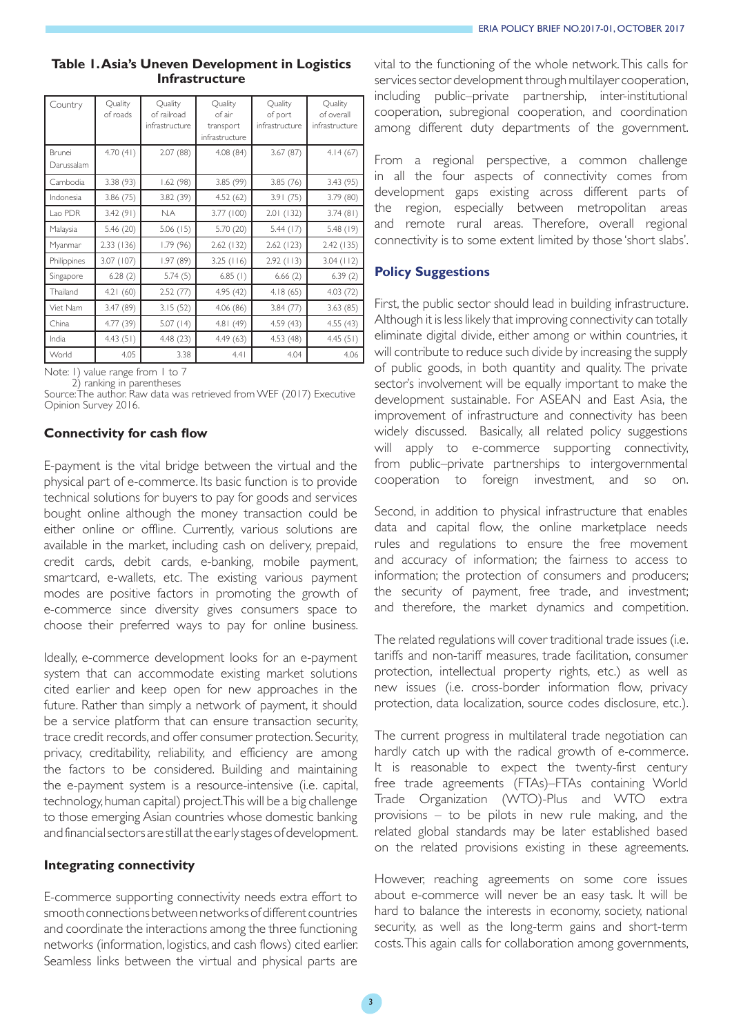**Table 1. Asia's Uneven Development in Logistics Infrastructure**

| Country | Quality of roads | Quality of railroad infrastructure | Quality of air transport infrastructure | Quality of port infrastructure | Quality of overall infrastructure |
|---|---|---|---|---|---|
| Brunei Darussalam | 4.70 (41) | 2.07 (88) | 4.08 (84) | 3.67 (87) | 4.14 (67) |
| Cambodia | 3.38 (93) | 1.62 (98) | 3.85 (99) | 3.85 (76) | 3.43 (95) |
| Indonesia | 3.86 (75) | 3.82 (39) | 4.52 (62) | 3.91 (75) | 3.79 (80) |
| Lao PDR | 3.42 (91) | N.A | 3.77 (100) | 2.01 (132) | 3.74 (81) |
| Malaysia | 5.46 (20) | 5.06 (15) | 5.70 (20) | 5.44 (17) | 5.48 (19) |
| Myanmar | 2.33 (136) | 1.79 (96) | 2.62 (132) | 2.62 (123) | 2.42 (135) |
| Philippines | 3.07 (107) | 1.97 (89) | 3.25 (116) | 2.92 (113) | 3.04 (112) |
| Singapore | 6.28 (2) | 5.74 (5) | 6.85 (1) | 6.66 (2) | 6.39 (2) |
| Thailand | 4.21 (60) | 2.52 (77) | 4.95 (42) | 4.18 (65) | 4.03 (72) |
| Viet Nam | 3.47 (89) | 3.15 (52) | 4.06 (86) | 3.84 (77) | 3.63 (85) |
| China | 4.77 (39) | 5.07 (14) | 4.81 (49) | 4.59 (43) | 4.55 (43) |
| India | 4.43 (51) | 4.48 (23) | 4.49 (63) | 4.53 (48) | 4.45 (51) |
| World | 4.05 | 3.38 | 4.41 | 4.04 | 4.06 |

Note: 1) value range from 1 to 7
2) ranking in parentheses
Source: The author. Raw data was retrieved from WEF (2017) Executive Opinion Survey 2016.

### Connectivity for cash flow

E-payment is the vital bridge between the virtual and the physical part of e-commerce. Its basic function is to provide technical solutions for buyers to pay for goods and services bought online although the money transaction could be either online or offline. Currently, various solutions are available in the market, including cash on delivery, prepaid, credit cards, debit cards, e-banking, mobile payment, smartcard, e-wallets, etc. The existing various payment modes are positive factors in promoting the growth of e-commerce since diversity gives consumers space to choose their preferred ways to pay for online business.

Ideally, e-commerce development looks for an e-payment system that can accommodate existing market solutions cited earlier and keep open for new approaches in the future. Rather than simply a network of payment, it should be a service platform that can ensure transaction security, trace credit records, and offer consumer protection. Security, privacy, creditability, reliability, and efficiency are among the factors to be considered. Building and maintaining the e-payment system is a resource-intensive (i.e. capital, technology, human capital) project. This will be a big challenge to those emerging Asian countries whose domestic banking and financial sectors are still at the early stages of development.

### Integrating connectivity

E-commerce supporting connectivity needs extra effort to smooth connections between networks of different countries and coordinate the interactions among the three functioning networks (information, logistics, and cash flows) cited earlier. Seamless links between the virtual and physical parts are vital to the functioning of the whole network. This calls for services sector development through multilayer cooperation, including public–private partnership, inter-institutional cooperation, subregional cooperation, and coordination among different duty departments of the government.

From a regional perspective, a common challenge in all the four aspects of connectivity comes from development gaps existing across different parts of the region, especially between metropolitan areas and remote rural areas. Therefore, overall regional connectivity is to some extent limited by those 'short slabs'.

## Policy Suggestions

First, the public sector should lead in building infrastructure. Although it is less likely that improving connectivity can totally eliminate digital divide, either among or within countries, it will contribute to reduce such divide by increasing the supply of public goods, in both quantity and quality. The private sector's involvement will be equally important to make the development sustainable. For ASEAN and East Asia, the improvement of infrastructure and connectivity has been widely discussed. Basically, all related policy suggestions will apply to e-commerce supporting connectivity, from public–private partnerships to intergovernmental cooperation to foreign investment, and so on.

Second, in addition to physical infrastructure that enables data and capital flow, the online marketplace needs rules and regulations to ensure the free movement and accuracy of information; the fairness to access to information; the protection of consumers and producers; the security of payment, free trade, and investment; and therefore, the market dynamics and competition.

The related regulations will cover traditional trade issues (i.e. tariffs and non-tariff measures, trade facilitation, consumer protection, intellectual property rights, etc.) as well as new issues (i.e. cross-border information flow, privacy protection, data localization, source codes disclosure, etc.).

The current progress in multilateral trade negotiation can hardly catch up with the radical growth of e-commerce. It is reasonable to expect the twenty-first century free trade agreements (FTAs)–FTAs containing World Trade Organization (WTO)-Plus and WTO extra provisions – to be pilots in new rule making, and the related global standards may be later established based on the related provisions existing in these agreements.

However, reaching agreements on some core issues about e-commerce will never be an easy task. It will be hard to balance the interests in economy, society, national security, as well as the long-term gains and short-term costs. This again calls for collaboration among governments,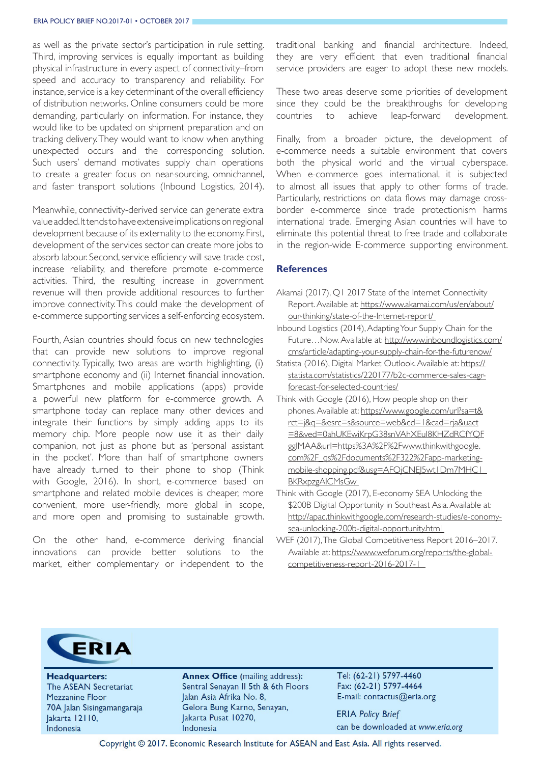as well as the private sector's participation in rule setting. Third, improving services is equally important as building physical infrastructure in every aspect of connectivity–from speed and accuracy to transparency and reliability. For instance, service is a key determinant of the overall efficiency of distribution networks. Online consumers could be more demanding, particularly on information. For instance, they would like to be updated on shipment preparation and on tracking delivery. They would want to know when anything unexpected occurs and the corresponding solution. Such users' demand motivates supply chain operations to create a greater focus on near-sourcing, omnichannel, and faster transport solutions (Inbound Logistics, 2014).

Meanwhile, connectivity-derived service can generate extra value added. It tends to have extensive implications on regional development because of its externality to the economy. First, development of the services sector can create more jobs to absorb labour. Second, service efficiency will save trade cost, increase reliability, and therefore promote e-commerce activities. Third, the resulting increase in government revenue will then provide additional resources to further improve connectivity. This could make the development of e-commerce supporting services a self-enforcing ecosystem.

Fourth, Asian countries should focus on new technologies that can provide new solutions to improve regional connectivity. Typically, two areas are worth highlighting, (i) smartphone economy and (ii) Internet financial innovation. Smartphones and mobile applications (apps) provide a powerful new platform for e-commerce growth. A smartphone today can replace many other devices and integrate their functions by simply adding apps to its memory chip. More people now use it as their daily companion, not just as phone but as 'personal assistant in the pocket'. More than half of smartphone owners have already turned to their phone to shop (Think with Google, 2016). In short, e-commerce based on smartphone and related mobile devices is cheaper, more convenient, more user-friendly, more global in scope, and more open and promising to sustainable growth.

On the other hand, e-commerce deriving financial innovations can provide better solutions to the market, either complementary or independent to the traditional banking and financial architecture. Indeed, they are very efficient that even traditional financial service providers are eager to adopt these new models.

These two areas deserve some priorities of development since they could be the breakthroughs for developing countries to achieve leap-forward development.

Finally, from a broader picture, the development of e-commerce needs a suitable environment that covers both the physical world and the virtual cyberspace. When e-commerce goes international, it is subjected to almost all issues that apply to other forms of trade. Particularly, restrictions on data flows may damage cross-border e-commerce since trade protectionism harms international trade. Emerging Asian countries will have to eliminate this potential threat to free trade and collaborate in the region-wide E-commerce supporting environment.

## References

Akamai (2017), Q1 2017 State of the Internet Connectivity Report. Available at: https://www.akamai.com/us/en/about/our-thinking/state-of-the-Internet-report/

Inbound Logistics (2014), Adapting Your Supply Chain for the Future…Now. Available at: http://www.inboundlogistics.com/cms/article/adapting-your-supply-chain-for-the-futurenow/

Statista (2016), Digital Market Outlook. Available at: https://statista.com/statistics/220177/b2c-commerce-sales-cagr-forecast-for-selected-countries/

Think with Google (2016), How people shop on their phones. Available at: https://www.google.com/url?sa=t&rct=j&q=&esrc=s&source=web&cd=1&cad=rja&uact=8&ved=0ahUKEwiKrpG38snVAhXEul8KHZdRCfYQFggIMAA&url=https%3A%2F%2Fwww.thinkwithgoogle.com%2F_qs%2Fdocuments%2F322%2Fapp-marketing-mobile-shopping.pdf&usg=AFQjCNEJ5wt1Dm7MHC1_BKRxpzgAICMsGw

Think with Google (2017), E-economy SEA Unlocking the $200B Digital Opportunity in Southeast Asia. Available at: http://apac.thinkwithgoogle.com/research-studies/e-conomy-sea-unlocking-200b-digital-opportunity.html

WEF (2017), The Global Competitiveness Report 2016–2017. Available at: https://www.weforum.org/reports/the-global-competitiveness-report-2016-2017-1

**ERIA**

**Headquarters:**
The ASEAN Secretariat
Mezzanine Floor
70A Jalan Sisingamangaraja
Jakarta 12110,
Indonesia

**Annex Office** (mailing address):
Sentral Senayan II 5th & 6th Floors
Jalan Asia Afrika No. 8,
Gelora Bung Karno, Senayan,
Jakarta Pusat 10270,
Indonesia

Tel: (62-21) 5797-4460
Fax: (62-21) 5797-4464
E-mail: contactus@eria.org

ERIA *Policy Brief*
can be downloaded at *www.eria.org*

Copyright © 2017. Economic Research Institute for ASEAN and East Asia. All rights reserved.